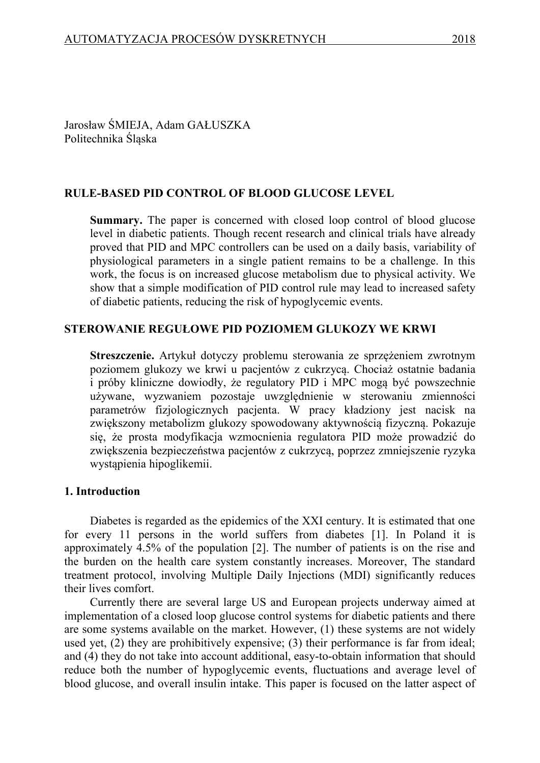Jarosław ŚMIEJA, Adam GAŁUSZKA
Politechnika Śląska

# RULE-BASED PID CONTROL OF BLOOD GLUCOSE LEVEL

**Summary.** The paper is concerned with closed loop control of blood glucose level in diabetic patients. Though recent research and clinical trials have already proved that PID and MPC controllers can be used on a daily basis, variability of physiological parameters in a single patient remains to be a challenge. In this work, the focus is on increased glucose metabolism due to physical activity. We show that a simple modification of PID control rule may lead to increased safety of diabetic patients, reducing the risk of hypoglycemic events.

# STEROWANIE REGUŁOWE PID POZIOMEM GLUKOZY WE KRWI

**Streszczenie.** Artykuł dotyczy problemu sterowania ze sprzężeniem zwrotnym poziomem glukozy we krwi u pacjentów z cukrzycą. Chociaż ostatnie badania i próby kliniczne dowiodły, że regulatory PID i MPC mogą być powszechnie używane, wyzwaniem pozostaje uwzględnienie w sterowaniu zmienności parametrów fizjologicznych pacjenta. W pracy kładziony jest nacisk na zwiększony metabolizm glukozy spowodowany aktywnością fizyczną. Pokazuje się, że prosta modyfikacja wzmocnienia regulatora PID może prowadzić do zwiększenia bezpieczeństwa pacjentów z cukrzycą, poprzez zmniejszenie ryzyka wystąpienia hipoglikemii.

## 1. Introduction

Diabetes is regarded as the epidemics of the XXI century. It is estimated that one for every 11 persons in the world suffers from diabetes [1]. In Poland it is approximately 4.5% of the population [2]. The number of patients is on the rise and the burden on the health care system constantly increases. Moreover, The standard treatment protocol, involving Multiple Daily Injections (MDI) significantly reduces their lives comfort.

Currently there are several large US and European projects underway aimed at implementation of a closed loop glucose control systems for diabetic patients and there are some systems available on the market. However, (1) these systems are not widely used yet, (2) they are prohibitively expensive; (3) their performance is far from ideal; and (4) they do not take into account additional, easy-to-obtain information that should reduce both the number of hypoglycemic events, fluctuations and average level of blood glucose, and overall insulin intake. This paper is focused on the latter aspect of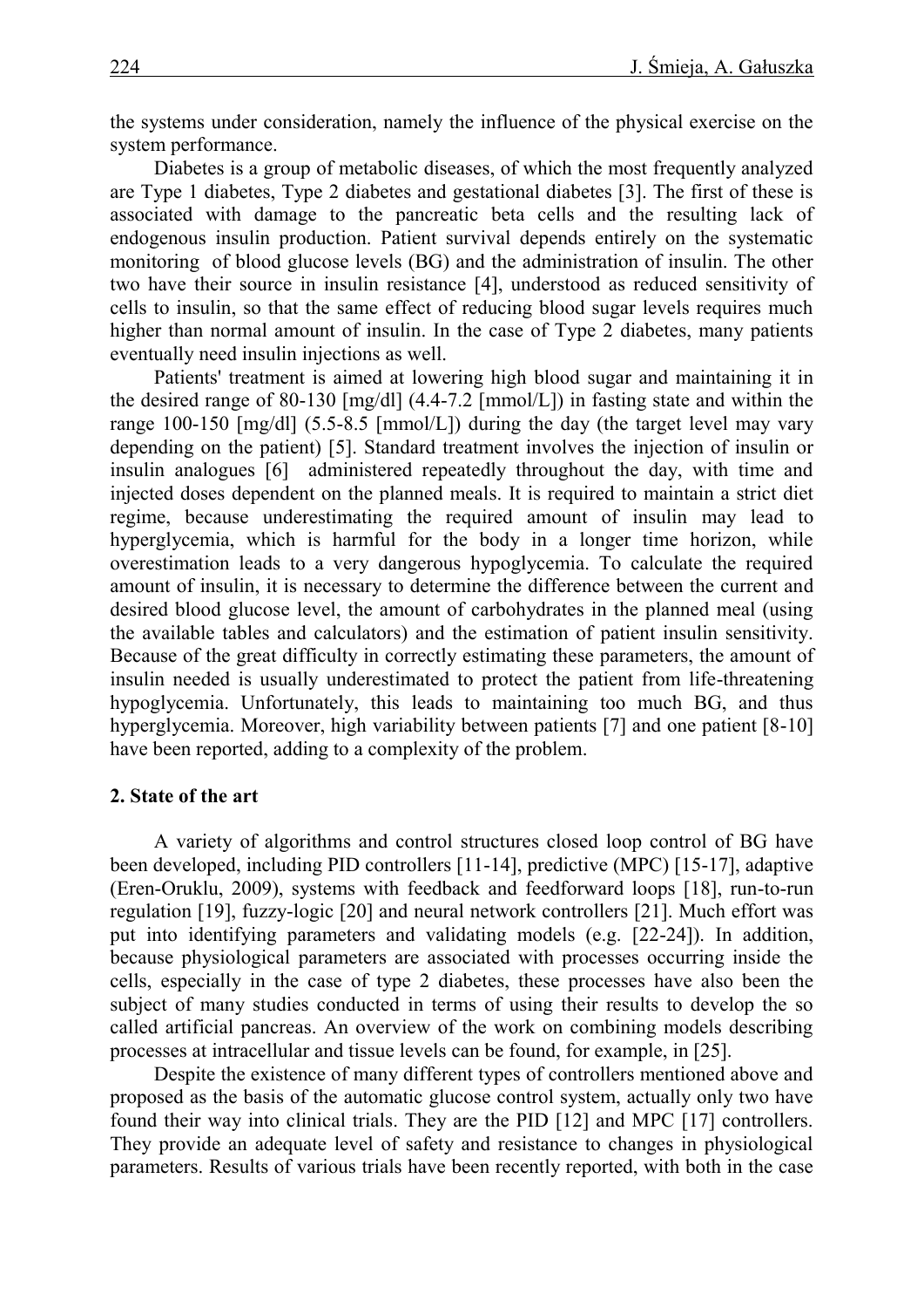the systems under consideration, namely the influence of the physical exercise on the system performance.

Diabetes is a group of metabolic diseases, of which the most frequently analyzed are Type 1 diabetes, Type 2 diabetes and gestational diabetes [3]. The first of these is associated with damage to the pancreatic beta cells and the resulting lack of endogenous insulin production. Patient survival depends entirely on the systematic monitoring of blood glucose levels (BG) and the administration of insulin. The other two have their source in insulin resistance [4], understood as reduced sensitivity of cells to insulin, so that the same effect of reducing blood sugar levels requires much higher than normal amount of insulin. In the case of Type 2 diabetes, many patients eventually need insulin injections as well.

Patients' treatment is aimed at lowering high blood sugar and maintaining it in the desired range of 80-130 [mg/dl] (4.4-7.2 [mmol/L]) in fasting state and within the range 100-150 [mg/dl] (5.5-8.5 [mmol/L]) during the day (the target level may vary depending on the patient) [5]. Standard treatment involves the injection of insulin or insulin analogues [6] administered repeatedly throughout the day, with time and injected doses dependent on the planned meals. It is required to maintain a strict diet regime, because underestimating the required amount of insulin may lead to hyperglycemia, which is harmful for the body in a longer time horizon, while overestimation leads to a very dangerous hypoglycemia. To calculate the required amount of insulin, it is necessary to determine the difference between the current and desired blood glucose level, the amount of carbohydrates in the planned meal (using the available tables and calculators) and the estimation of patient insulin sensitivity. Because of the great difficulty in correctly estimating these parameters, the amount of insulin needed is usually underestimated to protect the patient from life-threatening hypoglycemia. Unfortunately, this leads to maintaining too much BG, and thus hyperglycemia. Moreover, high variability between patients [7] and one patient [8-10] have been reported, adding to a complexity of the problem.

## 2. State of the art

A variety of algorithms and control structures closed loop control of BG have been developed, including PID controllers [11-14], predictive (MPC) [15-17], adaptive (Eren-Oruklu, 2009), systems with feedback and feedforward loops [18], run-to-run regulation [19], fuzzy-logic [20] and neural network controllers [21]. Much effort was put into identifying parameters and validating models (e.g. [22-24]). In addition, because physiological parameters are associated with processes occurring inside the cells, especially in the case of type 2 diabetes, these processes have also been the subject of many studies conducted in terms of using their results to develop the so called artificial pancreas. An overview of the work on combining models describing processes at intracellular and tissue levels can be found, for example, in [25].

Despite the existence of many different types of controllers mentioned above and proposed as the basis of the automatic glucose control system, actually only two have found their way into clinical trials. They are the PID [12] and MPC [17] controllers. They provide an adequate level of safety and resistance to changes in physiological parameters. Results of various trials have been recently reported, with both in the case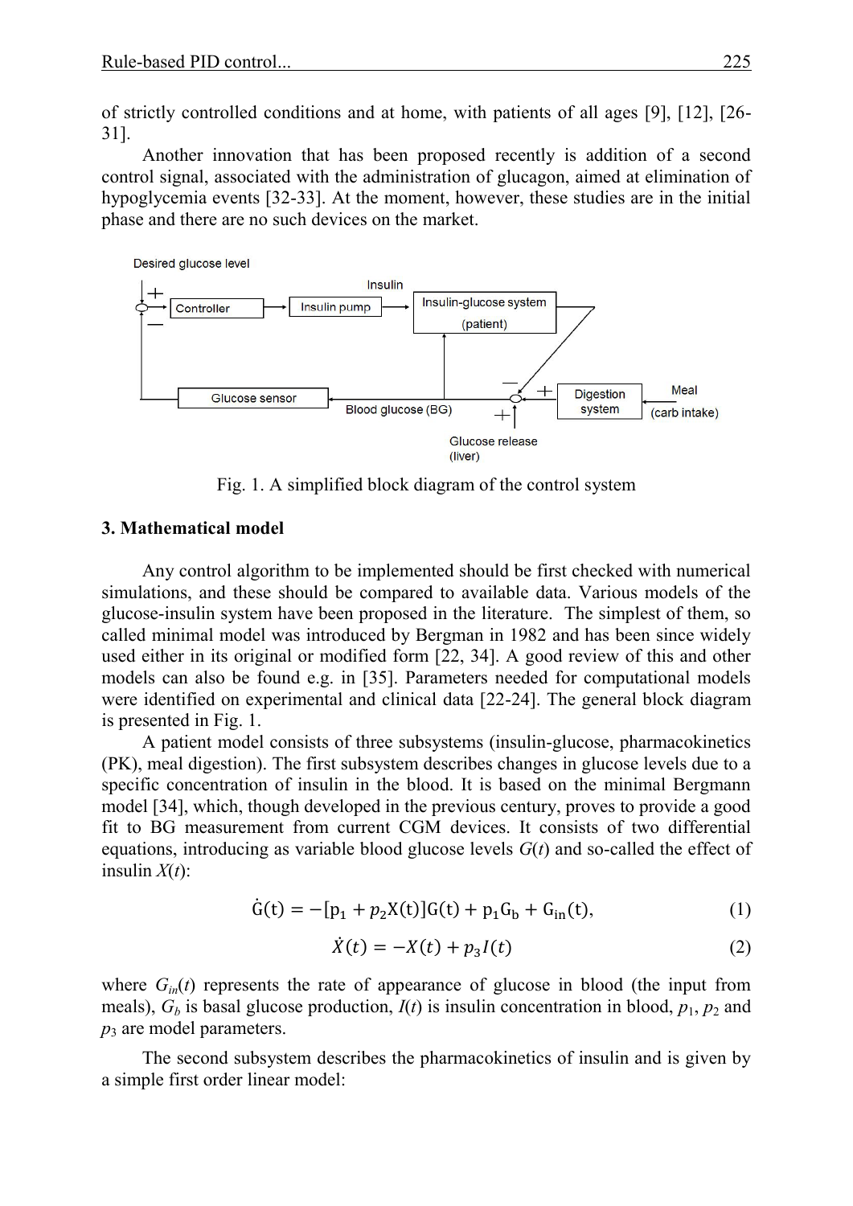of strictly controlled conditions and at home, with patients of all ages [9], [12], [26-31].

Another innovation that has been proposed recently is addition of a second control signal, associated with the administration of glucagon, aimed at elimination of hypoglycemia events [32-33]. At the moment, however, these studies are in the initial phase and there are no such devices on the market.

Fig. 1. A simplified block diagram of the control system

### 3. Mathematical model

Any control algorithm to be implemented should be first checked with numerical simulations, and these should be compared to available data. Various models of the glucose-insulin system have been proposed in the literature. The simplest of them, so called minimal model was introduced by Bergman in 1982 and has been since widely used either in its original or modified form [22, 34]. A good review of this and other models can also be found e.g. in [35]. Parameters needed for computational models were identified on experimental and clinical data [22-24]. The general block diagram is presented in Fig. 1.

A patient model consists of three subsystems (insulin-glucose, pharmacokinetics (PK), meal digestion). The first subsystem describes changes in glucose levels due to a specific concentration of insulin in the blood. It is based on the minimal Bergmann model [34], which, though developed in the previous century, proves to provide a good fit to BG measurement from current CGM devices. It consists of two differential equations, introducing as variable blood glucose levels $G(t)$ and so-called the effect of insulin $X(t)$:

$$\dot{G}(t) = -[p_1 + p_2 X(t)]G(t) + p_1 G_b + G_{in}(t), \tag{1}$$

$$\dot{X}(t) = -X(t) + p_3 I(t) \tag{2}$$

where $G_{in}(t)$ represents the rate of appearance of glucose in blood (the input from meals), $G_b$ is basal glucose production, $I(t)$ is insulin concentration in blood, $p_1$, $p_2$ and $p_3$ are model parameters.

The second subsystem describes the pharmacokinetics of insulin and is given by a simple first order linear model: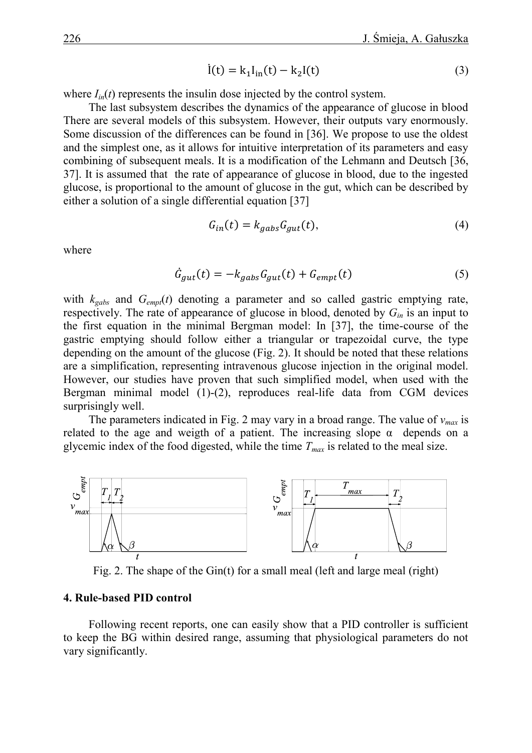$$\dot{I}(t) = k_1 I_{in}(t) - k_2 I(t) \tag{3}$$

where $I_{in}(t)$ represents the insulin dose injected by the control system.

The last subsystem describes the dynamics of the appearance of glucose in blood There are several models of this subsystem. However, their outputs vary enormously. Some discussion of the differences can be found in [36]. We propose to use the oldest and the simplest one, as it allows for intuitive interpretation of its parameters and easy combining of subsequent meals. It is a modification of the Lehmann and Deutsch [36, 37]. It is assumed that the rate of appearance of glucose in blood, due to the ingested glucose, is proportional to the amount of glucose in the gut, which can be described by either a solution of a single differential equation [37]

$$G_{in}(t) = k_{gabs} G_{gut}(t), \tag{4}$$

where

$$\dot{G}_{gut}(t) = -k_{gabs} G_{gut}(t) + G_{empt}(t) \tag{5}$$

with $k_{gabs}$ and $G_{empt}(t)$ denoting a parameter and so called gastric emptying rate, respectively. The rate of appearance of glucose in blood, denoted by $G_{in}$ is an input to the first equation in the minimal Bergman model: In [37], the time-course of the gastric emptying should follow either a triangular or trapezoidal curve, the type depending on the amount of the glucose (Fig. 2). It should be noted that these relations are a simplification, representing intravenous glucose injection in the original model. However, our studies have proven that such simplified model, when used with the Bergman minimal model (1)-(2), reproduces real-life data from CGM devices surprisingly well.

The parameters indicated in Fig. 2 may vary in a broad range. The value of $v_{max}$ is related to the age and weigth of a patient. The increasing slope α depends on a glycemic index of the food digested, while the time $T_{max}$ is related to the meal size.

Fig. 2. The shape of the Gin(t) for a small meal (left and large meal (right)

## 4. Rule-based PID control

Following recent reports, one can easily show that a PID controller is sufficient to keep the BG within desired range, assuming that physiological parameters do not vary significantly.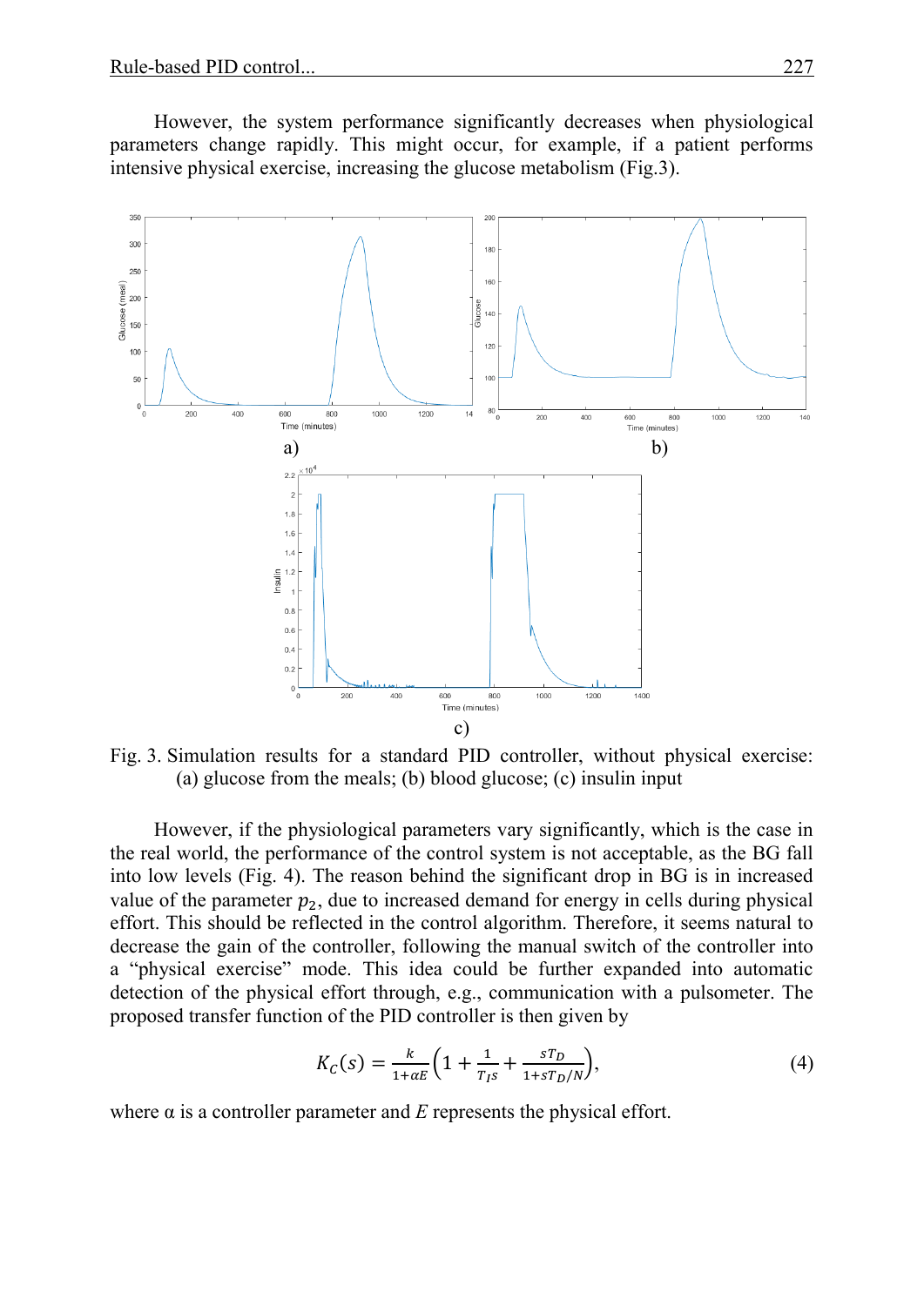However, the system performance significantly decreases when physiological parameters change rapidly. This might occur, for example, if a patient performs intensive physical exercise, increasing the glucose metabolism (Fig.3).

Fig. 3. Simulation results for a standard PID controller, without physical exercise: (a) glucose from the meals; (b) blood glucose; (c) insulin input

However, if the physiological parameters vary significantly, which is the case in the real world, the performance of the control system is not acceptable, as the BG fall into low levels (Fig. 4). The reason behind the significant drop in BG is in increased value of the parameter $p_2$, due to increased demand for energy in cells during physical effort. This should be reflected in the control algorithm. Therefore, it seems natural to decrease the gain of the controller, following the manual switch of the controller into a "physical exercise" mode. This idea could be further expanded into automatic detection of the physical effort through, e.g., communication with a pulsometer. The proposed transfer function of the PID controller is then given by

$$K_C(s) = \frac{k}{1+\alpha E}\left(1 + \frac{1}{T_I s} + \frac{sT_D}{1+sT_D/N}\right), \tag{4}$$

where α is a controller parameter and $E$ represents the physical effort.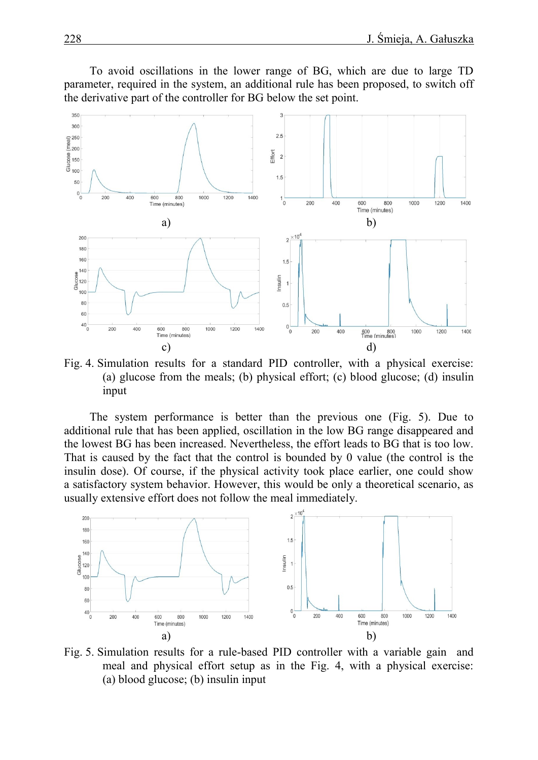To avoid oscillations in the lower range of BG, which are due to large TD parameter, required in the system, an additional rule has been proposed, to switch off the derivative part of the controller for BG below the set point.

Fig. 4. Simulation results for a standard PID controller, with a physical exercise: (a) glucose from the meals; (b) physical effort; (c) blood glucose; (d) insulin input

The system performance is better than the previous one (Fig. 5). Due to additional rule that has been applied, oscillation in the low BG range disappeared and the lowest BG has been increased. Nevertheless, the effort leads to BG that is too low. That is caused by the fact that the control is bounded by 0 value (the control is the insulin dose). Of course, if the physical activity took place earlier, one could show a satisfactory system behavior. However, this would be only a theoretical scenario, as usually extensive effort does not follow the meal immediately.

Fig. 5. Simulation results for a rule-based PID controller with a variable gain and meal and physical effort setup as in the Fig. 4, with a physical exercise: (a) blood glucose; (b) insulin input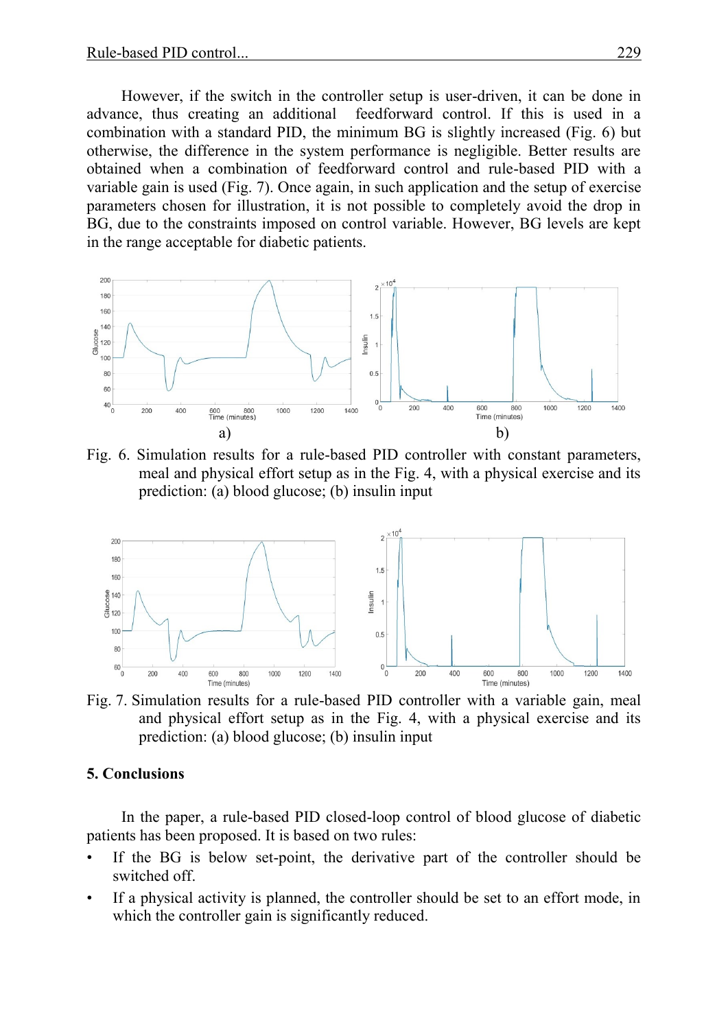However, if the switch in the controller setup is user-driven, it can be done in advance, thus creating an additional feedforward control. If this is used in a combination with a standard PID, the minimum BG is slightly increased (Fig. 6) but otherwise, the difference in the system performance is negligible. Better results are obtained when a combination of feedforward control and rule-based PID with a variable gain is used (Fig. 7). Once again, in such application and the setup of exercise parameters chosen for illustration, it is not possible to completely avoid the drop in BG, due to the constraints imposed on control variable. However, BG levels are kept in the range acceptable for diabetic patients.

a) b)

Fig. 6. Simulation results for a rule-based PID controller with constant parameters, meal and physical effort setup as in the Fig. 4, with a physical exercise and its prediction: (a) blood glucose; (b) insulin input

Fig. 7. Simulation results for a rule-based PID controller with a variable gain, meal and physical effort setup as in the Fig. 4, with a physical exercise and its prediction: (a) blood glucose; (b) insulin input

### 5. Conclusions

In the paper, a rule-based PID closed-loop control of blood glucose of diabetic patients has been proposed. It is based on two rules:

- If the BG is below set-point, the derivative part of the controller should be switched off.
- If a physical activity is planned, the controller should be set to an effort mode, in which the controller gain is significantly reduced.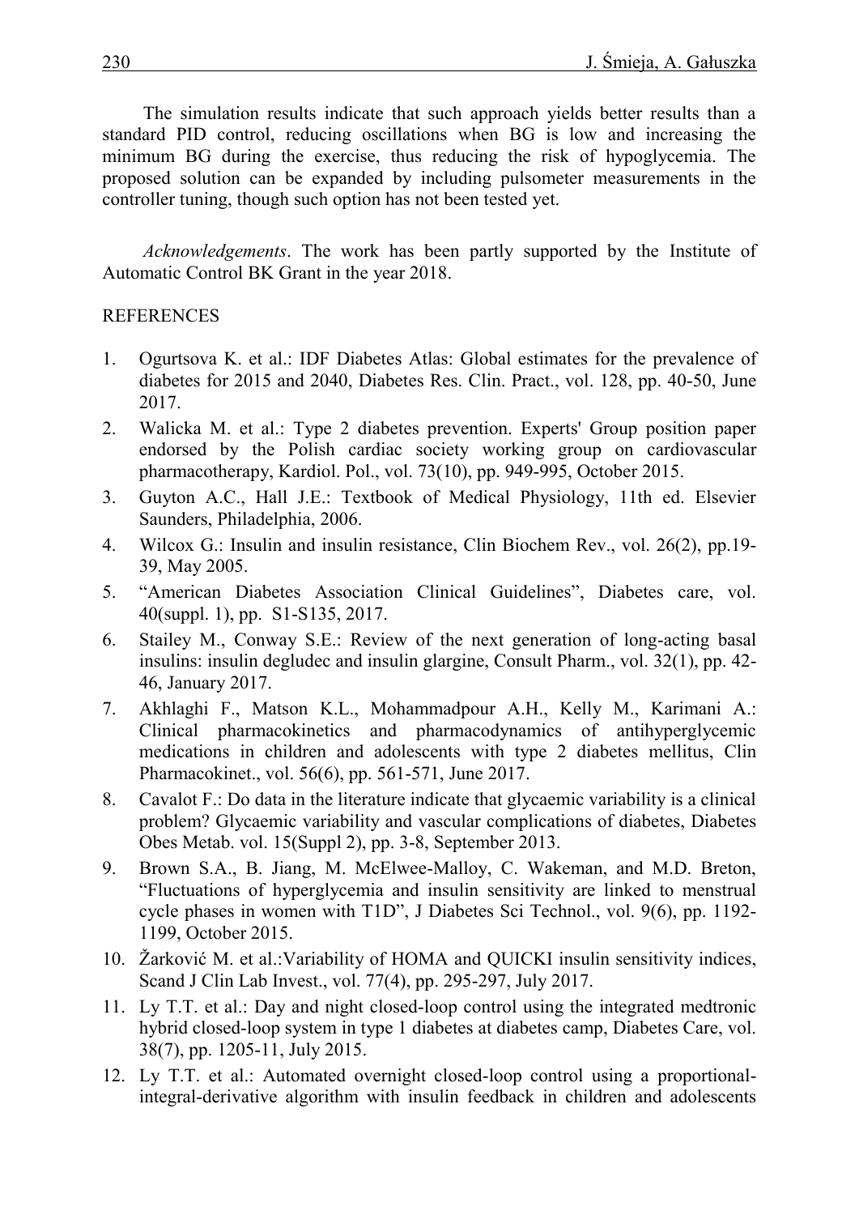The simulation results indicate that such approach yields better results than a standard PID control, reducing oscillations when BG is low and increasing the minimum BG during the exercise, thus reducing the risk of hypoglycemia. The proposed solution can be expanded by including pulsometer measurements in the controller tuning, though such option has not been tested yet.

*Acknowledgements*. The work has been partly supported by the Institute of Automatic Control BK Grant in the year 2018.

REFERENCES

1. Ogurtsova K. et al.: IDF Diabetes Atlas: Global estimates for the prevalence of diabetes for 2015 and 2040, Diabetes Res. Clin. Pract., vol. 128, pp. 40-50, June 2017.
2. Walicka M. et al.: Type 2 diabetes prevention. Experts' Group position paper endorsed by the Polish cardiac society working group on cardiovascular pharmacotherapy, Kardiol. Pol., vol. 73(10), pp. 949-995, October 2015.
3. Guyton A.C., Hall J.E.: Textbook of Medical Physiology, 11th ed. Elsevier Saunders, Philadelphia, 2006.
4. Wilcox G.: Insulin and insulin resistance, Clin Biochem Rev., vol. 26(2), pp.19-39, May 2005.
5. "American Diabetes Association Clinical Guidelines", Diabetes care, vol. 40(suppl. 1), pp. S1-S135, 2017.
6. Stailey M., Conway S.E.: Review of the next generation of long-acting basal insulins: insulin degludec and insulin glargine, Consult Pharm., vol. 32(1), pp. 42-46, January 2017.
7. Akhlaghi F., Matson K.L., Mohammadpour A.H., Kelly M., Karimani A.: Clinical pharmacokinetics and pharmacodynamics of antihyperglycemic medications in children and adolescents with type 2 diabetes mellitus, Clin Pharmacokinet., vol. 56(6), pp. 561-571, June 2017.
8. Cavalot F.: Do data in the literature indicate that glycaemic variability is a clinical problem? Glycaemic variability and vascular complications of diabetes, Diabetes Obes Metab. vol. 15(Suppl 2), pp. 3-8, September 2013.
9. Brown S.A., B. Jiang, M. McElwee-Malloy, C. Wakeman, and M.D. Breton, "Fluctuations of hyperglycemia and insulin sensitivity are linked to menstrual cycle phases in women with T1D", J Diabetes Sci Technol., vol. 9(6), pp. 1192-1199, October 2015.
10. Žarković M. et al.:Variability of HOMA and QUICKI insulin sensitivity indices, Scand J Clin Lab Invest., vol. 77(4), pp. 295-297, July 2017.
11. Ly T.T. et al.: Day and night closed-loop control using the integrated medtronic hybrid closed-loop system in type 1 diabetes at diabetes camp, Diabetes Care, vol. 38(7), pp. 1205-11, July 2015.
12. Ly T.T. et al.: Automated overnight closed-loop control using a proportional-integral-derivative algorithm with insulin feedback in children and adolescents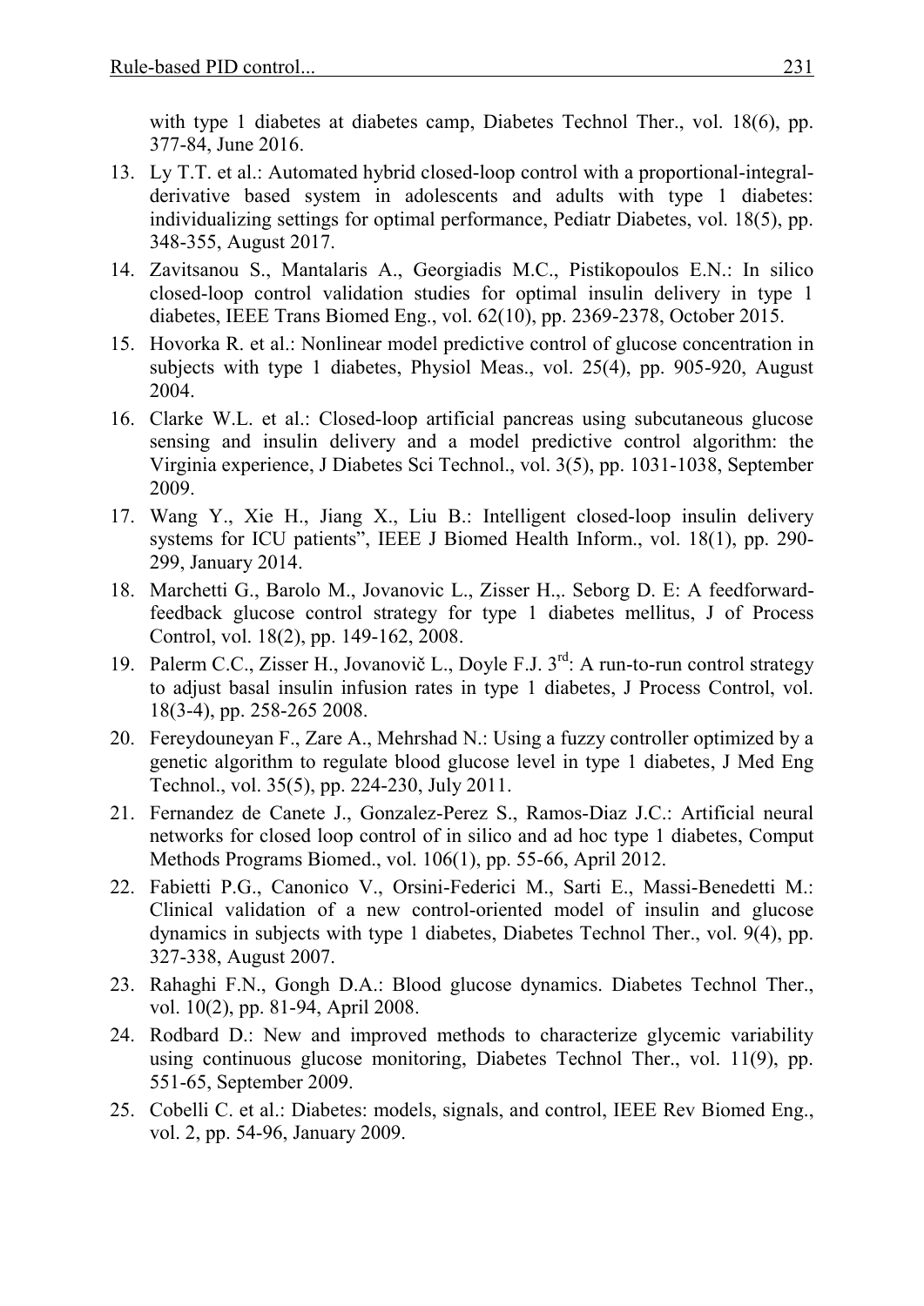with type 1 diabetes at diabetes camp, Diabetes Technol Ther., vol. 18(6), pp. 377-84, June 2016.

13. Ly T.T. et al.: Automated hybrid closed-loop control with a proportional-integral-derivative based system in adolescents and adults with type 1 diabetes: individualizing settings for optimal performance, Pediatr Diabetes, vol. 18(5), pp. 348-355, August 2017.
14. Zavitsanou S., Mantalaris A., Georgiadis M.C., Pistikopoulos E.N.: In silico closed-loop control validation studies for optimal insulin delivery in type 1 diabetes, IEEE Trans Biomed Eng., vol. 62(10), pp. 2369-2378, October 2015.
15. Hovorka R. et al.: Nonlinear model predictive control of glucose concentration in subjects with type 1 diabetes, Physiol Meas., vol. 25(4), pp. 905-920, August 2004.
16. Clarke W.L. et al.: Closed-loop artificial pancreas using subcutaneous glucose sensing and insulin delivery and a model predictive control algorithm: the Virginia experience, J Diabetes Sci Technol., vol. 3(5), pp. 1031-1038, September 2009.
17. Wang Y., Xie H., Jiang X., Liu B.: Intelligent closed-loop insulin delivery systems for ICU patients", IEEE J Biomed Health Inform., vol. 18(1), pp. 290-299, January 2014.
18. Marchetti G., Barolo M., Jovanovic L., Zisser H.,. Seborg D. E: A feedforward-feedback glucose control strategy for type 1 diabetes mellitus, J of Process Control, vol. 18(2), pp. 149-162, 2008.
19. Palerm C.C., Zisser H., Jovanovič L., Doyle F.J. 3[rd]: A run-to-run control strategy to adjust basal insulin infusion rates in type 1 diabetes, J Process Control, vol. 18(3-4), pp. 258-265 2008.
20. Fereydouneyan F., Zare A., Mehrshad N.: Using a fuzzy controller optimized by a genetic algorithm to regulate blood glucose level in type 1 diabetes, J Med Eng Technol., vol. 35(5), pp. 224-230, July 2011.
21. Fernandez de Canete J., Gonzalez-Perez S., Ramos-Diaz J.C.: Artificial neural networks for closed loop control of in silico and ad hoc type 1 diabetes, Comput Methods Programs Biomed., vol. 106(1), pp. 55-66, April 2012.
22. Fabietti P.G., Canonico V., Orsini-Federici M., Sarti E., Massi-Benedetti M.: Clinical validation of a new control-oriented model of insulin and glucose dynamics in subjects with type 1 diabetes, Diabetes Technol Ther., vol. 9(4), pp. 327-338, August 2007.
23. Rahaghi F.N., Gongh D.A.: Blood glucose dynamics. Diabetes Technol Ther., vol. 10(2), pp. 81-94, April 2008.
24. Rodbard D.: New and improved methods to characterize glycemic variability using continuous glucose monitoring, Diabetes Technol Ther., vol. 11(9), pp. 551-65, September 2009.
25. Cobelli C. et al.: Diabetes: models, signals, and control, IEEE Rev Biomed Eng., vol. 2, pp. 54-96, January 2009.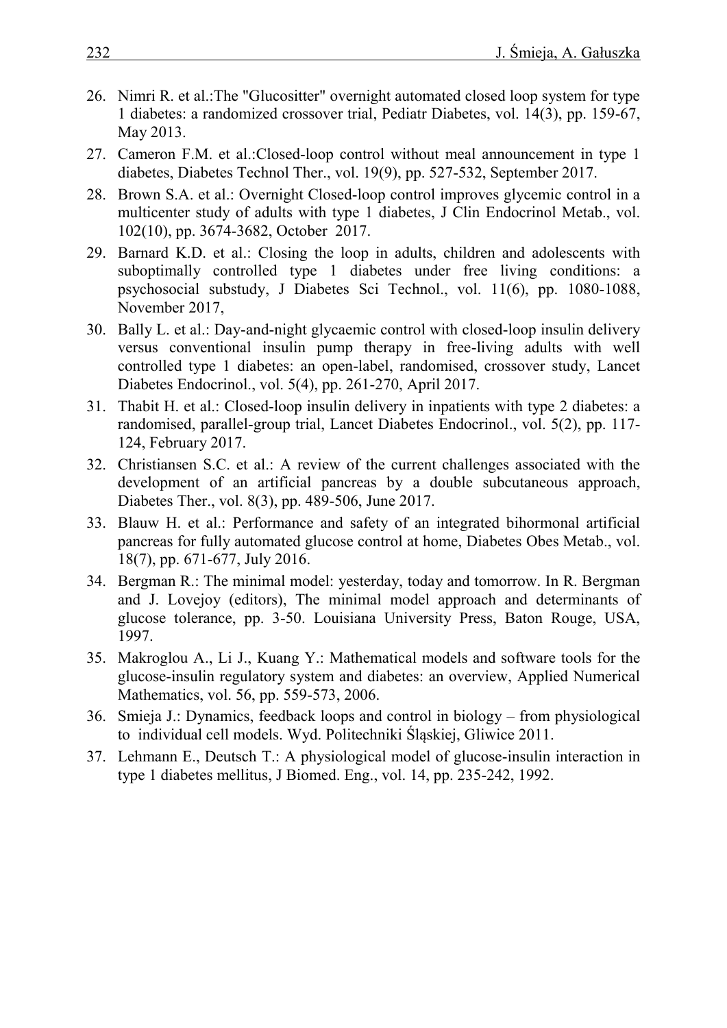26. Nimri R. et al.:The "Glucositter" overnight automated closed loop system for type 1 diabetes: a randomized crossover trial, Pediatr Diabetes, vol. 14(3), pp. 159-67, May 2013.
27. Cameron F.M. et al.:Closed-loop control without meal announcement in type 1 diabetes, Diabetes Technol Ther., vol. 19(9), pp. 527-532, September 2017.
28. Brown S.A. et al.: Overnight Closed-loop control improves glycemic control in a multicenter study of adults with type 1 diabetes, J Clin Endocrinol Metab., vol. 102(10), pp. 3674-3682, October 2017.
29. Barnard K.D. et al.: Closing the loop in adults, children and adolescents with suboptimally controlled type 1 diabetes under free living conditions: a psychosocial substudy, J Diabetes Sci Technol., vol. 11(6), pp. 1080-1088, November 2017,
30. Bally L. et al.: Day-and-night glycaemic control with closed-loop insulin delivery versus conventional insulin pump therapy in free-living adults with well controlled type 1 diabetes: an open-label, randomised, crossover study, Lancet Diabetes Endocrinol., vol. 5(4), pp. 261-270, April 2017.
31. Thabit H. et al.: Closed-loop insulin delivery in inpatients with type 2 diabetes: a randomised, parallel-group trial, Lancet Diabetes Endocrinol., vol. 5(2), pp. 117-124, February 2017.
32. Christiansen S.C. et al.: A review of the current challenges associated with the development of an artificial pancreas by a double subcutaneous approach, Diabetes Ther., vol. 8(3), pp. 489-506, June 2017.
33. Blauw H. et al.: Performance and safety of an integrated bihormonal artificial pancreas for fully automated glucose control at home, Diabetes Obes Metab., vol. 18(7), pp. 671-677, July 2016.
34. Bergman R.: The minimal model: yesterday, today and tomorrow. In R. Bergman and J. Lovejoy (editors), The minimal model approach and determinants of glucose tolerance, pp. 3-50. Louisiana University Press, Baton Rouge, USA, 1997.
35. Makroglou A., Li J., Kuang Y.: Mathematical models and software tools for the glucose-insulin regulatory system and diabetes: an overview, Applied Numerical Mathematics, vol. 56, pp. 559-573, 2006.
36. Smieja J.: Dynamics, feedback loops and control in biology – from physiological to individual cell models. Wyd. Politechniki Śląskiej, Gliwice 2011.
37. Lehmann E., Deutsch T.: A physiological model of glucose-insulin interaction in type 1 diabetes mellitus, J Biomed. Eng., vol. 14, pp. 235-242, 1992.